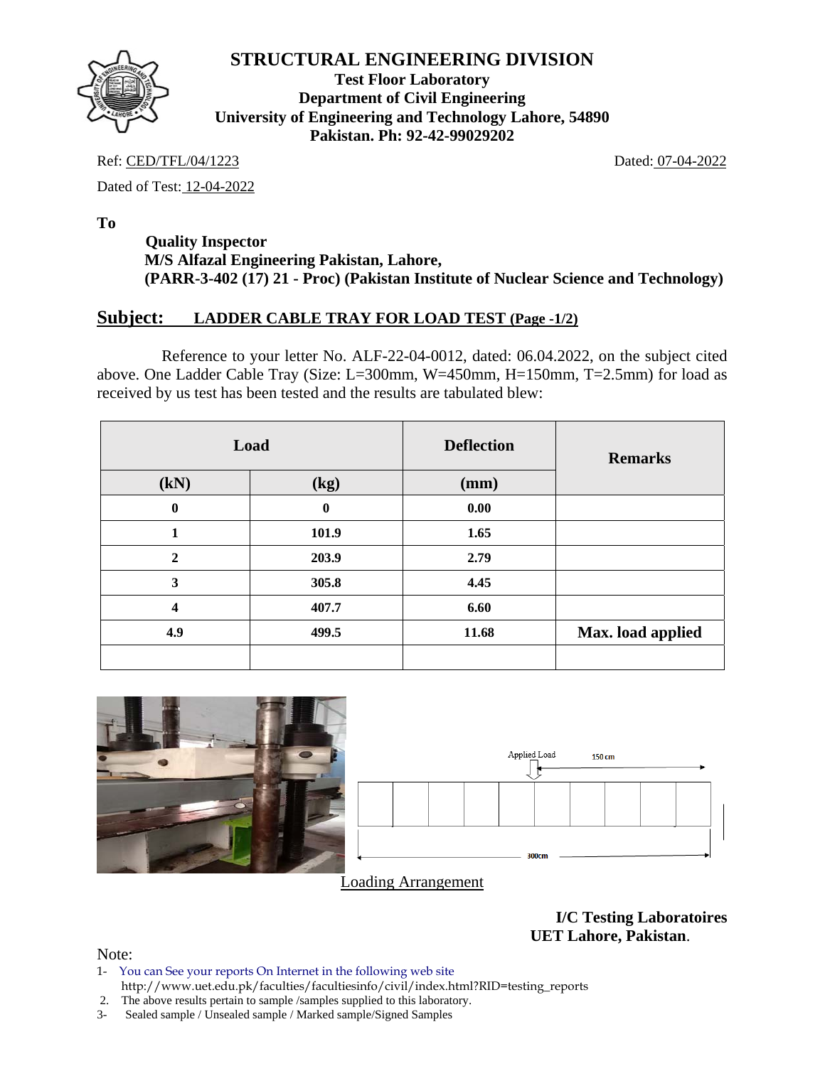# STRUCTURAL ENGINEERING DIVISION

**Test Floor Laboratory**
**Department of Civil Engineering**
**University of Engineering and Technology Lahore, 54890**
**Pakistan. Ph: 92-42-99029202**

Ref: CED/TFL/04/1223 Dated: 07-04-2022

Dated of Test: 12-04-2022

**To**

**Quality Inspector**
**M/S Alfazal Engineering Pakistan, Lahore,**
**(PARR-3-402 (17) 21 - Proc) (Pakistan Institute of Nuclear Science and Technology)**

## Subject: LADDER CABLE TRAY FOR LOAD TEST (Page -1/2)

Reference to your letter No. ALF-22-04-0012, dated: 06.04.2022, on the subject cited above. One Ladder Cable Tray (Size: L=300mm, W=450mm, H=150mm, T=2.5mm) for load as received by us test has been tested and the results are tabulated blew:

| Load | | Deflection | Remarks |
|---|---|---|---|
| (kN) | (kg) | (mm) | |
| 0 | 0 | 0.00 | |
| 1 | 101.9 | 1.65 | |
| 2 | 203.9 | 2.79 | |
| 3 | 305.8 | 4.45 | |
| 4 | 407.7 | 6.60 | |
| 4.9 | 499.5 | 11.68 | Max. load applied |
| | | | |

Applied Load

150 cm

300cm

Loading Arrangement

**I/C Testing Laboratoires**
**UET Lahore, Pakistan**.

Note:

1- You can See your reports On Internet in the following web site
http://www.uet.edu.pk/faculties/facultiesinfo/civil/index.html?RID=testing_reports
2. The above results pertain to sample /samples supplied to this laboratory.
3- Sealed sample / Unsealed sample / Marked sample/Signed Samples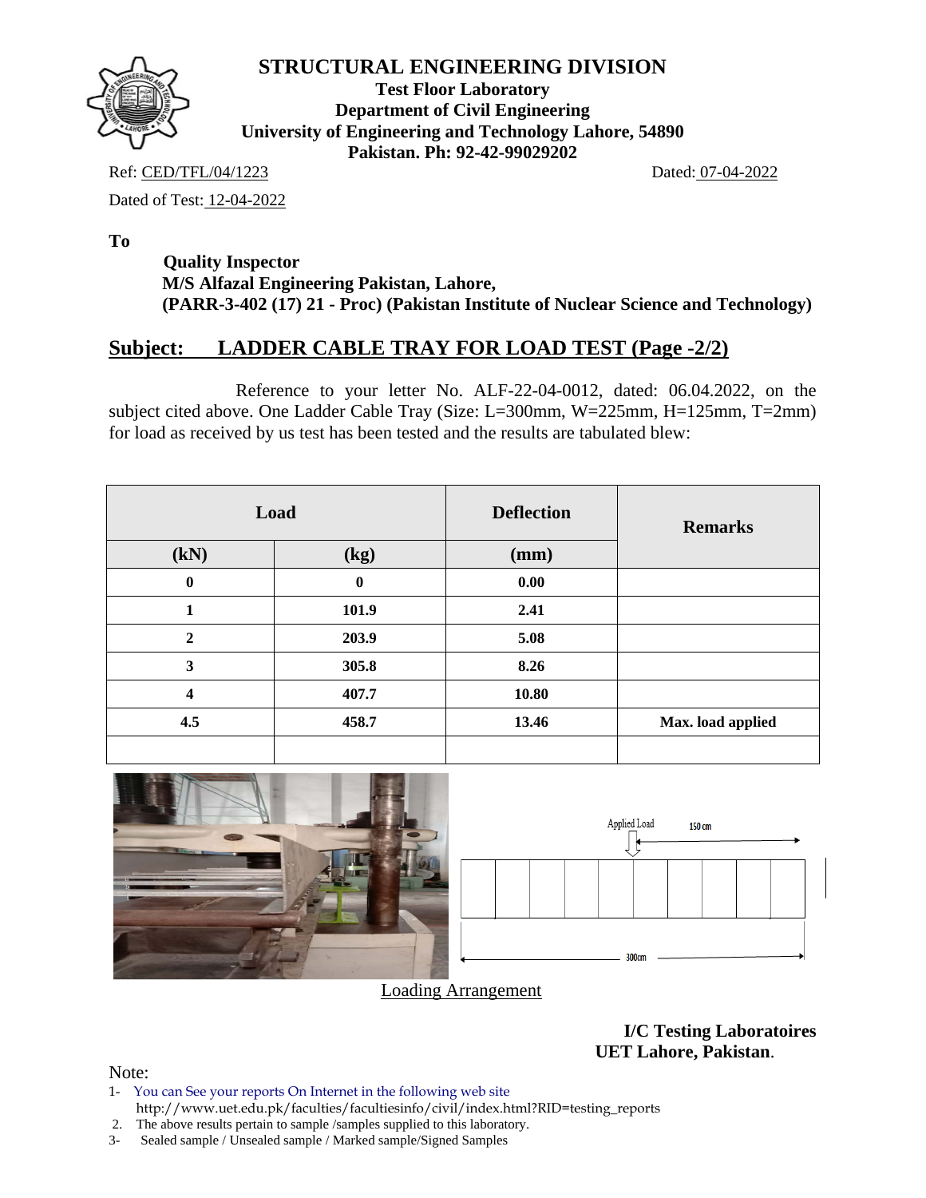# STRUCTURAL ENGINEERING DIVISION

**Test Floor Laboratory**
**Department of Civil Engineering**
**University of Engineering and Technology Lahore, 54890**
**Pakistan. Ph: 92-42-99029202**

Ref: CED/TFL/04/1223 Dated: 07-04-2022

Dated of Test: 12-04-2022

**To**

**Quality Inspector**
**M/S Alfazal Engineering Pakistan, Lahore,**
**(PARR-3-402 (17) 21 - Proc) (Pakistan Institute of Nuclear Science and Technology)**

## Subject: LADDER CABLE TRAY FOR LOAD TEST (Page -2/2)

Reference to your letter No. ALF-22-04-0012, dated: 06.04.2022, on the subject cited above. One Ladder Cable Tray (Size: L=300mm, W=225mm, H=125mm, T=2mm) for load as received by us test has been tested and the results are tabulated blew:

| Load | | Deflection | Remarks |
|---|---|---|---|
| (kN) | (kg) | (mm) | |
| 0 | 0 | 0.00 | |
| 1 | 101.9 | 2.41 | |
| 2 | 203.9 | 5.08 | |
| 3 | 305.8 | 8.26 | |
| 4 | 407.7 | 10.80 | |
| 4.5 | 458.7 | 13.46 | Max. load applied |
| | | | |

Applied Load 150 cm

300cm

Loading Arrangement

**I/C Testing Laboratoires**
**UET Lahore, Pakistan.**

Note:
1- You can See your reports On Internet in the following web site http://www.uet.edu.pk/faculties/facultiesinfo/civil/index.html?RID=testing_reports
2. The above results pertain to sample /samples supplied to this laboratory.
3- Sealed sample / Unsealed sample / Marked sample/Signed Samples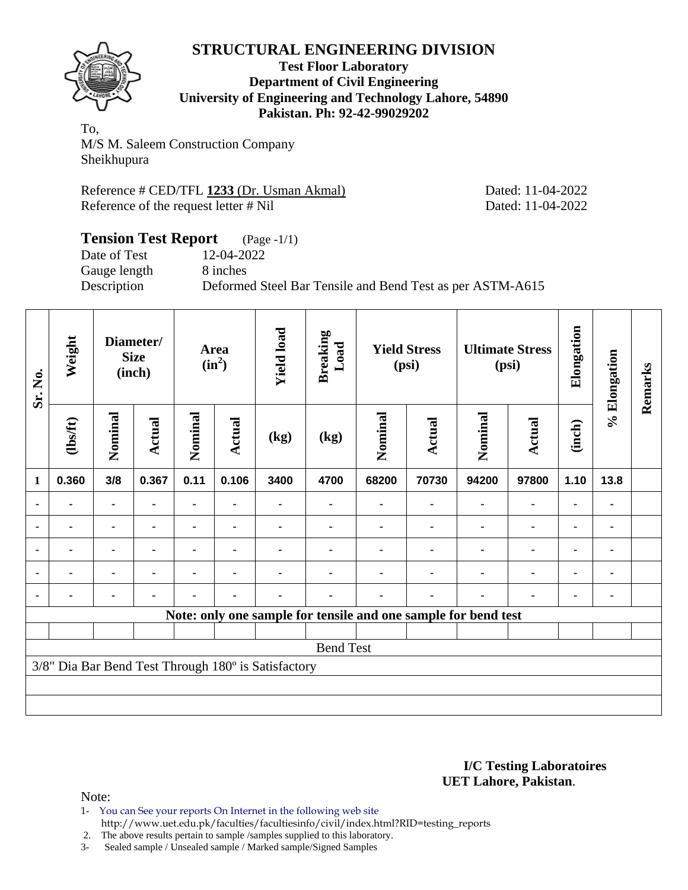# STRUCTURAL ENGINEERING DIVISION

**Test Floor Laboratory**
**Department of Civil Engineering**
**University of Engineering and Technology Lahore, 54890**
**Pakistan. Ph: 92-42-99029202**

To,
M/S M. Saleem Construction Company
Sheikhupura

Reference # CED/TFL **1233** (Dr. Usman Akmal) Dated: 11-04-2022
Reference of the request letter # Nil Dated: 11-04-2022

## Tension Test Report (Page -1/1)

Date of Test 12-04-2022
Gauge length 8 inches
Description Deformed Steel Bar Tensile and Bend Test as per ASTM-A615

| Sr. No. | Weight | Diameter/ Size (inch) | | Area $(in^2)$ | | Yield load | Breaking Load | Yield Stress (psi) | | Ultimate Stress (psi) | | Elongation | % Elongation | Remarks |
|---|---|---|---|---|---|---|---|---|---|---|---|---|---|---|
| | (lbs/ft) | Nominal | Actual | Nominal | Actual | (kg) | (kg) | Nominal | Actual | Nominal | Actual | (inch) | | |
| 1 | 0.360 | 3/8 | 0.367 | 0.11 | 0.106 | 3400 | 4700 | 68200 | 70730 | 94200 | 97800 | 1.10 | 13.8 | |
| - | - | - | - | - | - | - | - | - | - | - | - | - | - | |
| - | - | - | - | - | - | - | - | - | - | - | - | - | - | |
| - | - | - | - | - | - | - | - | - | - | - | - | - | - | |
| - | - | - | - | - | - | - | - | - | - | - | - | - | - | |
| - | - | - | - | - | - | - | - | - | - | - | - | - | - | |
| Note: only one sample for tensile and one sample for bend test | | | | | | | | | | | | | | |
| Bend Test | | | | | | | | | | | | | | |
| 3/8" Dia Bar Bend Test Through 180º is Satisfactory | | | | | | | | | | | | | | |

**I/C Testing Laboratoires**
**UET Lahore, Pakistan**.

Note:

1- You can See your reports On Internet in the following web site
http://www.uet.edu.pk/faculties/facultiesinfo/civil/index.html?RID=testing_reports
2. The above results pertain to sample /samples supplied to this laboratory.
3- Sealed sample / Unsealed sample / Marked sample/Signed Samples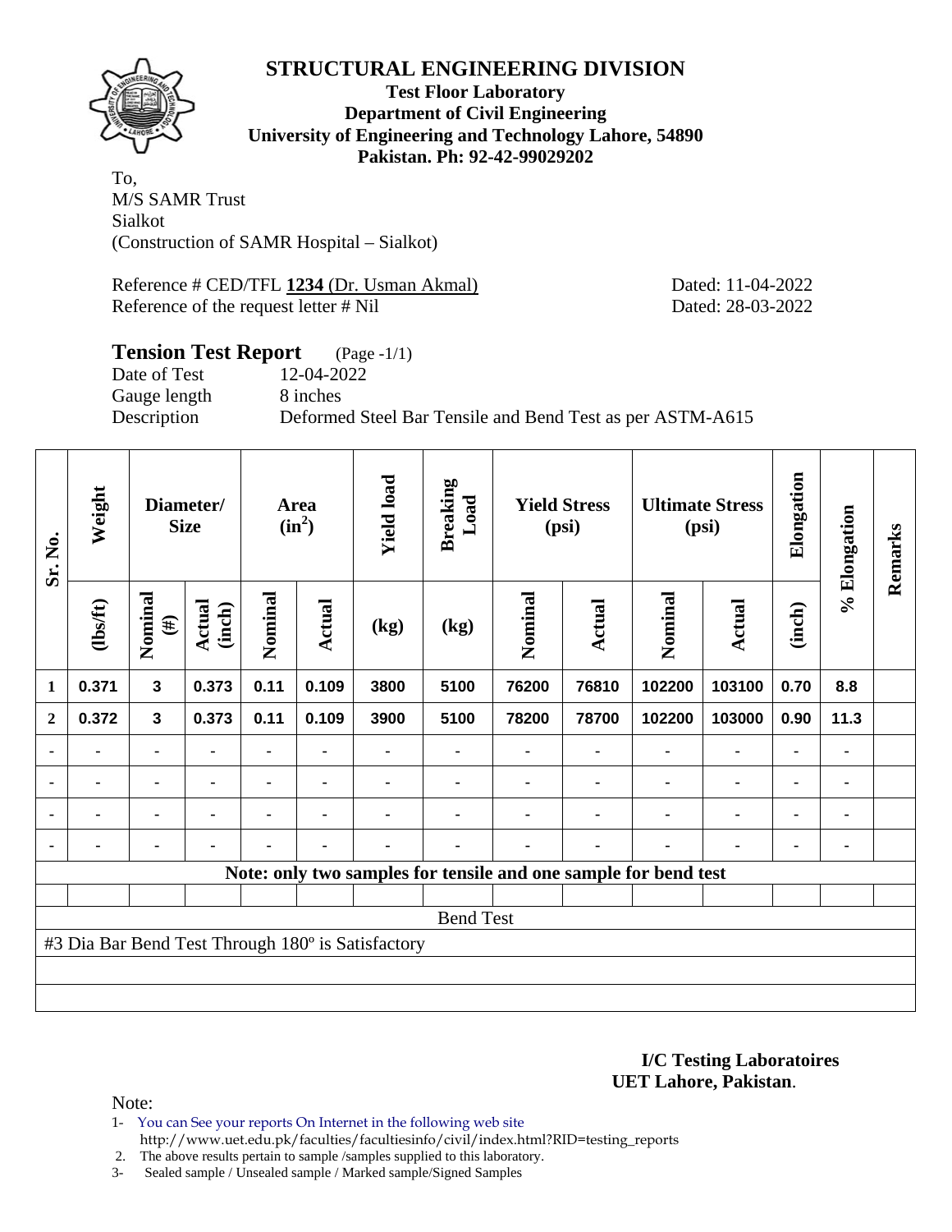# STRUCTURAL ENGINEERING DIVISION

**Test Floor Laboratory**
**Department of Civil Engineering**
**University of Engineering and Technology Lahore, 54890**
**Pakistan. Ph: 92-42-99029202**

To,
M/S SAMR Trust
Sialkot
(Construction of SAMR Hospital – Sialkot)

Reference # CED/TFL **1234** (Dr. Usman Akmal) Dated: 11-04-2022
Reference of the request letter # Nil Dated: 28-03-2022

## Tension Test Report (Page -1/1)

Date of Test 12-04-2022
Gauge length 8 inches
Description Deformed Steel Bar Tensile and Bend Test as per ASTM-A615

| Sr. No. | Weight | Diameter/ Size | | Area ($in^2$) | | Yield load | Breaking Load | Yield Stress (psi) | | Ultimate Stress (psi) | | Elongation | % Elongation | Remarks |
|---|---|---|---|---|---|---|---|---|---|---|---|---|---|---|
| | (lbs/ft) | Nominal (#) | Actual (inch) | Nominal | Actual | (kg) | (kg) | Nominal | Actual | Nominal | Actual | (inch) | | |
| 1 | 0.371 | 3 | 0.373 | 0.11 | 0.109 | 3800 | 5100 | 76200 | 76810 | 102200 | 103100 | 0.70 | 8.8 | |
| 2 | 0.372 | 3 | 0.373 | 0.11 | 0.109 | 3900 | 5100 | 78200 | 78700 | 102200 | 103000 | 0.90 | 11.3 | |
| - | - | - | - | - | - | - | - | - | - | - | - | - | - | |
| - | - | - | - | - | - | - | - | - | - | - | - | - | - | |
| - | - | - | - | - | - | - | - | - | - | - | - | - | - | |
| - | - | - | - | - | - | - | - | - | - | - | - | - | - | |
| Note: only two samples for tensile and one sample for bend test | | | | | | | | | | | | | | |
| Bend Test | | | | | | | | | | | | | | |
| #3 Dia Bar Bend Test Through 180º is Satisfactory | | | | | | | | | | | | | | |

**I/C Testing Laboratoires**
**UET Lahore, Pakistan**.

Note:

1- You can See your reports On Internet in the following web site
http://www.uet.edu.pk/faculties/facultiesinfo/civil/index.html?RID=testing_reports
2. The above results pertain to sample /samples supplied to this laboratory.
3- Sealed sample / Unsealed sample / Marked sample/Signed Samples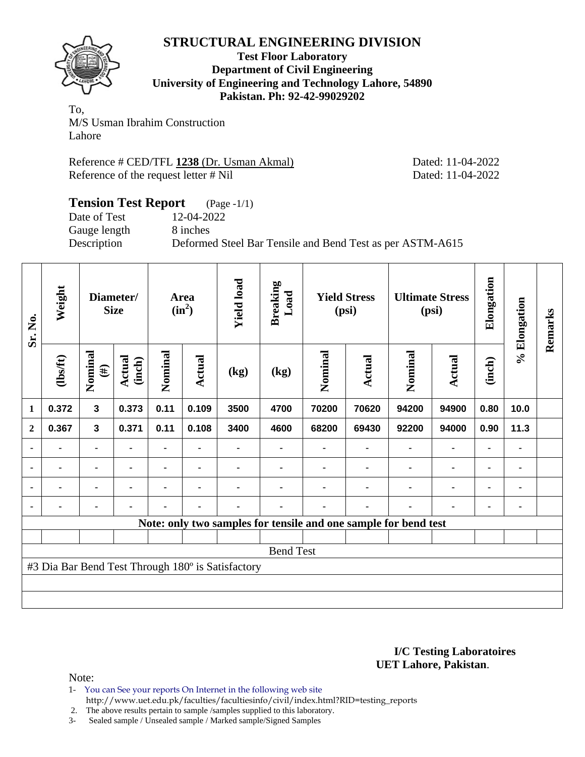# STRUCTURAL ENGINEERING DIVISION

**Test Floor Laboratory**
**Department of Civil Engineering**
**University of Engineering and Technology Lahore, 54890**
**Pakistan. Ph: 92-42-99029202**

To,
M/S Usman Ibrahim Construction
Lahore

Reference # CED/TFL **1238** (Dr. Usman Akmal) Dated: 11-04-2022
Reference of the request letter # Nil Dated: 11-04-2022

## Tension Test Report (Page -1/1)

Date of Test 12-04-2022
Gauge length 8 inches
Description Deformed Steel Bar Tensile and Bend Test as per ASTM-A615

| Sr. No. | Weight | Diameter/ Size | | Area ($in^2$) | | Yield load | Breaking Load | Yield Stress (psi) | | Ultimate Stress (psi) | | Elongation | % Elongation | Remarks |
|---|---|---|---|---|---|---|---|---|---|---|---|---|---|---|
| | (lbs/ft) | Nominal (#) | Actual (inch) | Nominal | Actual | (kg) | (kg) | Nominal | Actual | Nominal | Actual | (inch) | | |
| 1 | 0.372 | 3 | 0.373 | 0.11 | 0.109 | 3500 | 4700 | 70200 | 70620 | 94200 | 94900 | 0.80 | 10.0 | |
| 2 | 0.367 | 3 | 0.371 | 0.11 | 0.108 | 3400 | 4600 | 68200 | 69430 | 92200 | 94000 | 0.90 | 11.3 | |
| - | - | - | - | - | - | - | - | - | - | - | - | - | - | |
| - | - | - | - | - | - | - | - | - | - | - | - | - | - | |
| - | - | - | - | - | - | - | - | - | - | - | - | - | - | |
| - | - | - | - | - | - | - | - | - | - | - | - | - | - | |

**Note: only two samples for tensile and one sample for bend test**

Bend Test

#3 Dia Bar Bend Test Through 180º is Satisfactory

**I/C Testing Laboratoires**
**UET Lahore, Pakistan**.

Note:
1- You can See your reports On Internet in the following web site
http://www.uet.edu.pk/faculties/facultiesinfo/civil/index.html?RID=testing_reports
2. The above results pertain to sample /samples supplied to this laboratory.
3- Sealed sample / Unsealed sample / Marked sample/Signed Samples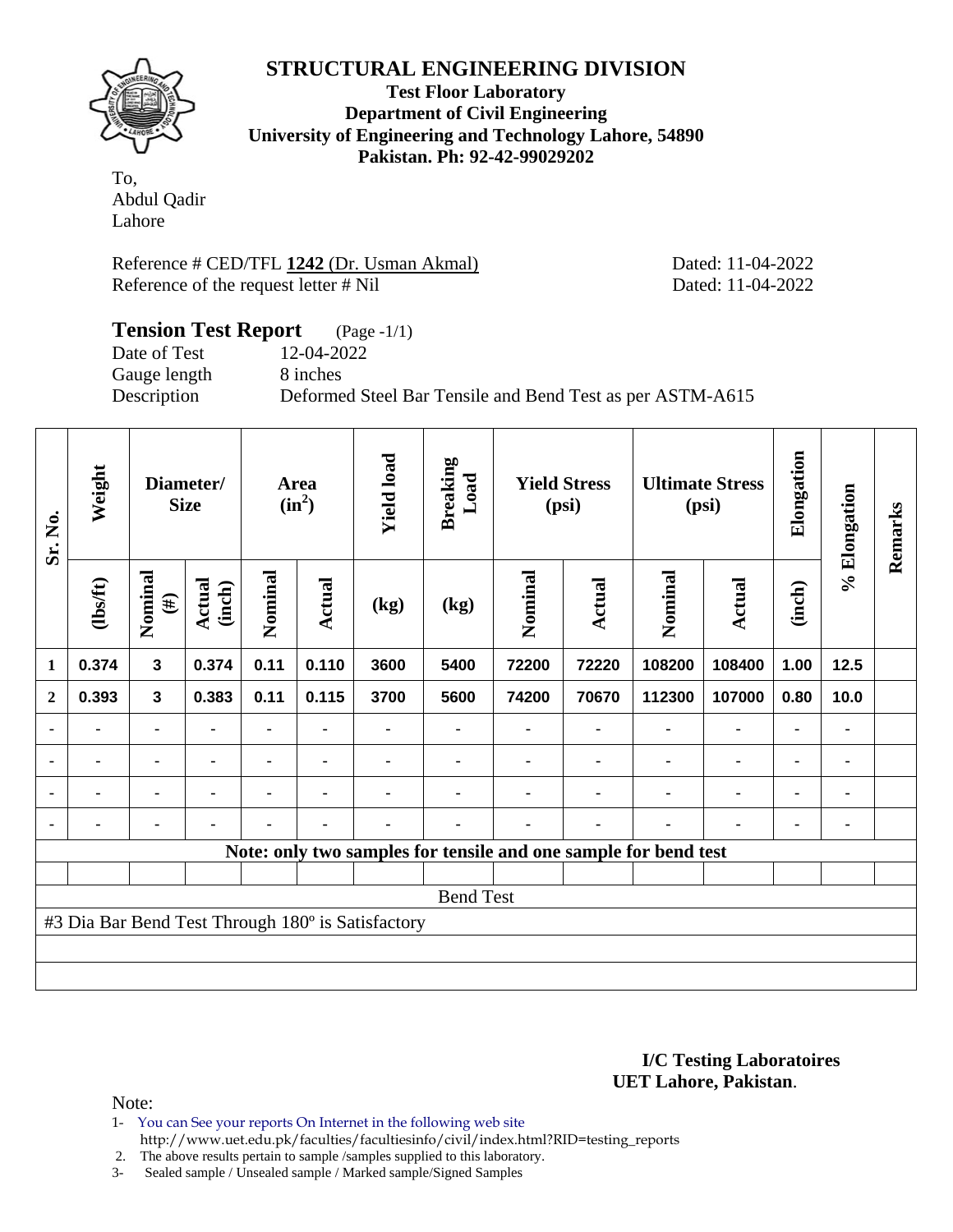# STRUCTURAL ENGINEERING DIVISION

**Test Floor Laboratory**
**Department of Civil Engineering**
**University of Engineering and Technology Lahore, 54890**
**Pakistan. Ph: 92-42-99029202**

To,
Abdul Qadir
Lahore

Reference # CED/TFL **1242** (Dr. Usman Akmal) Dated: 11-04-2022
Reference of the request letter # Nil Dated: 11-04-2022

## Tension Test Report (Page -1/1)

Date of Test 12-04-2022
Gauge length 8 inches
Description Deformed Steel Bar Tensile and Bend Test as per ASTM-A615

| Sr. No. | Weight | Diameter/ Size | | Area $(in^2)$ | | Yield load | Breaking Load | Yield Stress (psi) | | Ultimate Stress (psi) | | Elongation | % Elongation | Remarks |
|---|---|---|---|---|---|---|---|---|---|---|---|---|---|---|
| | (lbs/ft) | Nominal (#) | Actual (inch) | Nominal | Actual | (kg) | (kg) | Nominal | Actual | Nominal | Actual | (inch) | | |
| 1 | 0.374 | 3 | 0.374 | 0.11 | 0.110 | 3600 | 5400 | 72200 | 72220 | 108200 | 108400 | 1.00 | 12.5 | |
| 2 | 0.393 | 3 | 0.383 | 0.11 | 0.115 | 3700 | 5600 | 74200 | 70670 | 112300 | 107000 | 0.80 | 10.0 | |
| - | - | - | - | - | - | - | - | - | - | - | - | - | - | |
| - | - | - | - | - | - | - | - | - | - | - | - | - | - | |
| - | - | - | - | - | - | - | - | - | - | - | - | - | - | |
| - | - | - | - | - | - | - | - | - | - | - | - | - | - | |

**Note: only two samples for tensile and one sample for bend test**

Bend Test

#3 Dia Bar Bend Test Through 180º is Satisfactory

**I/C Testing Laboratoires**
**UET Lahore, Pakistan**.

Note:
1- You can See your reports On Internet in the following web site
http://www.uet.edu.pk/faculties/facultiesinfo/civil/index.html?RID=testing_reports
2. The above results pertain to sample /samples supplied to this laboratory.
3- Sealed sample / Unsealed sample / Marked sample/Signed Samples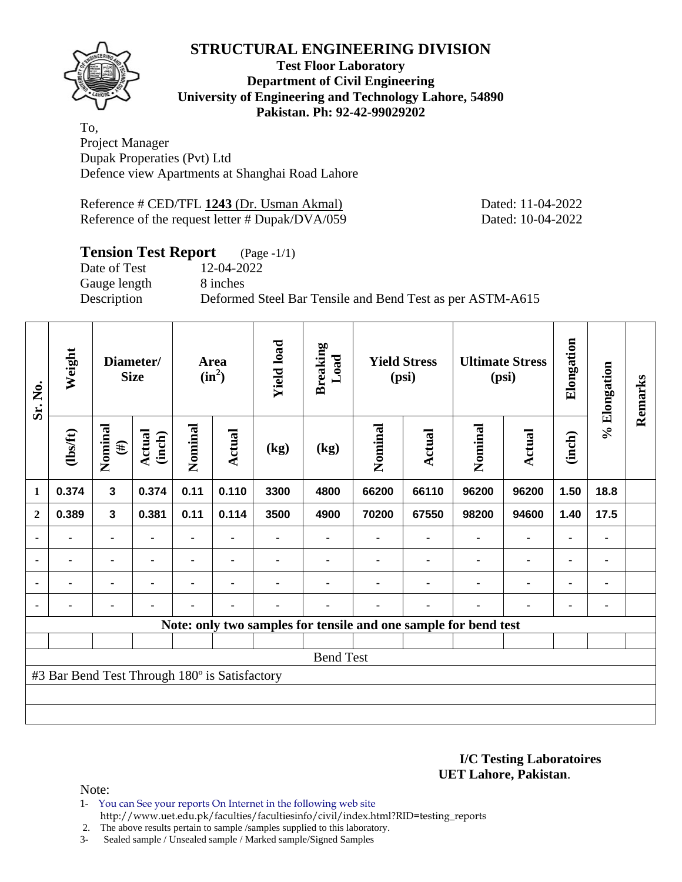# STRUCTURAL ENGINEERING DIVISION

**Test Floor Laboratory**
**Department of Civil Engineering**
**University of Engineering and Technology Lahore, 54890**
**Pakistan. Ph: 92-42-99029202**

To,
Project Manager
Dupak Properaties (Pvt) Ltd
Defence view Apartments at Shanghai Road Lahore

Reference # CED/TFL **1243** (Dr. Usman Akmal) Dated: 11-04-2022
Reference of the request letter # Dupak/DVA/059 Dated: 10-04-2022

## Tension Test Report (Page -1/1)

Date of Test 12-04-2022
Gauge length 8 inches
Description Deformed Steel Bar Tensile and Bend Test as per ASTM-A615

| Sr. No. | Weight | Diameter/ Size | | Area ($in^2$) | | Yield load | Breaking Load | Yield Stress (psi) | | Ultimate Stress (psi) | | Elongation | % Elongation | Remarks |
|---|---|---|---|---|---|---|---|---|---|---|---|---|---|---|
| | (lbs/ft) | Nominal (#) | Actual (inch) | Nominal | Actual | (kg) | (kg) | Nominal | Actual | Nominal | Actual | (inch) | | |
| 1 | 0.374 | 3 | 0.374 | 0.11 | 0.110 | 3300 | 4800 | 66200 | 66110 | 96200 | 96200 | 1.50 | 18.8 | |
| 2 | 0.389 | 3 | 0.381 | 0.11 | 0.114 | 3500 | 4900 | 70200 | 67550 | 98200 | 94600 | 1.40 | 17.5 | |
| - | - | - | - | - | - | - | - | - | - | - | - | - | - | |
| - | - | - | - | - | - | - | - | - | - | - | - | - | - | |
| - | - | - | - | - | - | - | - | - | - | - | - | - | - | |
| - | - | - | - | - | - | - | - | - | - | - | - | - | - | |
| Note: only two samples for tensile and one sample for bend test | | | | | | | | | | | | | | |
| | | | | | | | | | | | | | | |
| Bend Test | | | | | | | | | | | | | | |
| #3 Bar Bend Test Through 180º is Satisfactory | | | | | | | | | | | | | | |

**I/C Testing Laboratoires**
**UET Lahore, Pakistan**.

Note:

1- You can See your reports On Internet in the following web site
http://www.uet.edu.pk/faculties/facultiesinfo/civil/index.html?RID=testing_reports
2. The above results pertain to sample /samples supplied to this laboratory.
3- Sealed sample / Unsealed sample / Marked sample/Signed Samples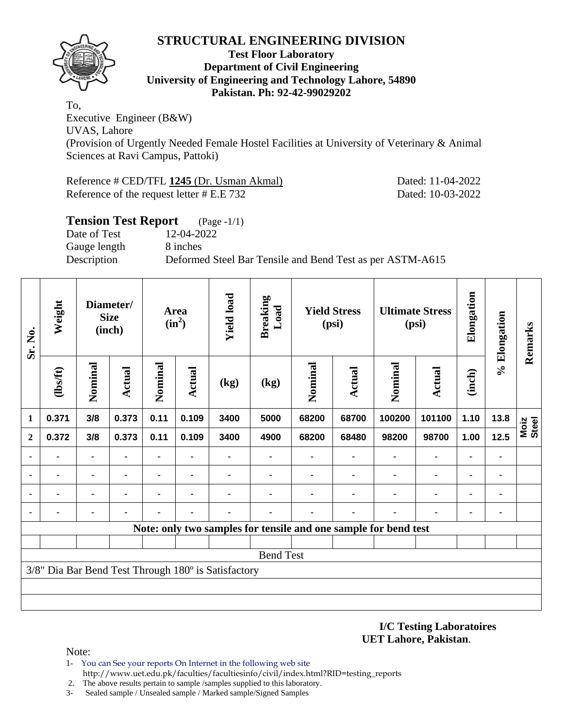# STRUCTURAL ENGINEERING DIVISION

**Test Floor Laboratory**
**Department of Civil Engineering**
**University of Engineering and Technology Lahore, 54890**
**Pakistan. Ph: 92-42-99029202**

To,
Executive Engineer (B&W)
UVAS, Lahore
(Provision of Urgently Needed Female Hostel Facilities at University of Veterinary & Animal Sciences at Ravi Campus, Pattoki)

Reference # CED/TFL **1245** (Dr. Usman Akmal) Dated: 11-04-2022
Reference of the request letter # E.E 732 Dated: 10-03-2022

## Tension Test Report (Page -1/1)

Date of Test 12-04-2022
Gauge length 8 inches
Description Deformed Steel Bar Tensile and Bend Test as per ASTM-A615

| Sr. No. | Weight | Diameter/ Size (inch) | | Area ($in^2$) | | Yield load | Breaking Load | Yield Stress (psi) | | Ultimate Stress (psi) | | Elongation | % Elongation | Remarks |
|---|---|---|---|---|---|---|---|---|---|---|---|---|---|---|
| | (lbs/ft) | Nominal | Actual | Nominal | Actual | (kg) | (kg) | Nominal | Actual | Nominal | Actual | (inch) | | |
| 1 | 0.371 | 3/8 | 0.373 | 0.11 | 0.109 | 3400 | 5000 | 68200 | 68700 | 100200 | 101100 | 1.10 | 13.8 | Moiz Steel |
| 2 | 0.372 | 3/8 | 0.373 | 0.11 | 0.109 | 3400 | 4900 | 68200 | 68480 | 98200 | 98700 | 1.00 | 12.5 | |
| - | - | - | - | - | - | - | - | - | - | - | - | - | - | |
| - | - | - | - | - | - | - | - | - | - | - | - | - | - | |
| - | - | - | - | - | - | - | - | - | - | - | - | - | - | |
| - | - | - | - | - | - | - | - | - | - | - | - | - | - | |
| Note: only two samples for tensile and one sample for bend test | | | | | | | | | | | | | | |
| Bend Test | | | | | | | | | | | | | | |
| 3/8" Dia Bar Bend Test Through 180º is Satisfactory | | | | | | | | | | | | | | |

**I/C Testing Laboratoires**
**UET Lahore, Pakistan**.

Note:
1- You can See your reports On Internet in the following web site
http://www.uet.edu.pk/faculties/facultiesinfo/civil/index.html?RID=testing_reports
2. The above results pertain to sample /samples supplied to this laboratory.
3- Sealed sample / Unsealed sample / Marked sample/Signed Samples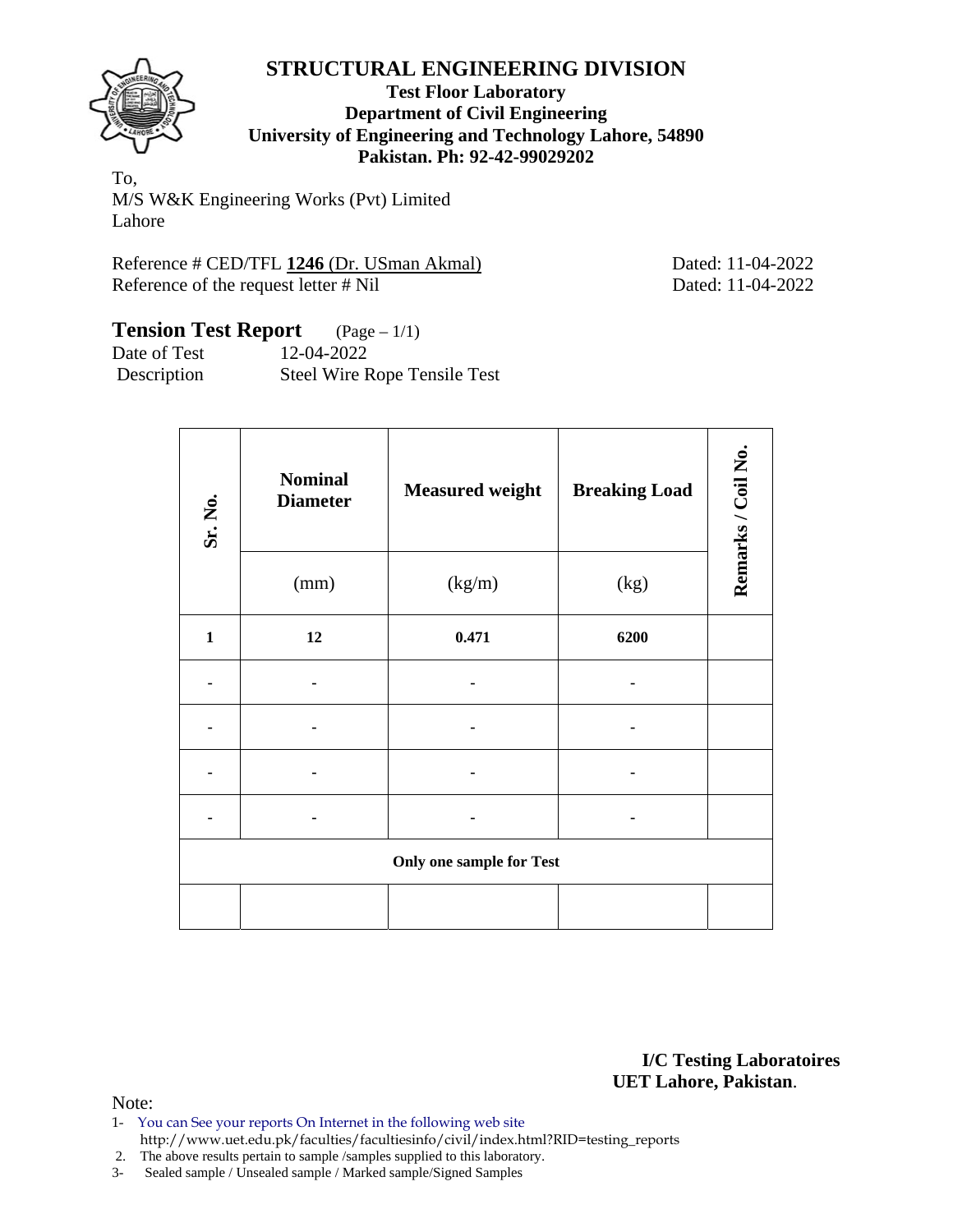# STRUCTURAL ENGINEERING DIVISION

**Test Floor Laboratory**
**Department of Civil Engineering**
**University of Engineering and Technology Lahore, 54890**
**Pakistan. Ph: 92-42-99029202**

To,
M/S W&K Engineering Works (Pvt) Limited
Lahore

Reference # CED/TFL **1246** (Dr. USman Akmal) Dated: 11-04-2022
Reference of the request letter # Nil Dated: 11-04-2022

## Tension Test Report (Page – 1/1)

Date of Test 12-04-2022
Description Steel Wire Rope Tensile Test

| Sr. No. | Nominal Diameter | Measured weight | Breaking Load | Remarks / Coil No. |
|---|---|---|---|---|
| | (mm) | (kg/m) | (kg) | |
| **1** | **12** | **0.471** | **6200** | |
| - | - | - | - | |
| - | - | - | - | |
| - | - | - | - | |
| - | - | - | - | |
| **Only one sample for Test** | | | | |
| | | | | |

**I/C Testing Laboratoires**
**UET Lahore, Pakistan**.

Note:
1- You can See your reports On Internet in the following web site
http://www.uet.edu.pk/faculties/facultiesinfo/civil/index.html?RID=testing_reports
2. The above results pertain to sample /samples supplied to this laboratory.
3- Sealed sample / Unsealed sample / Marked sample/Signed Samples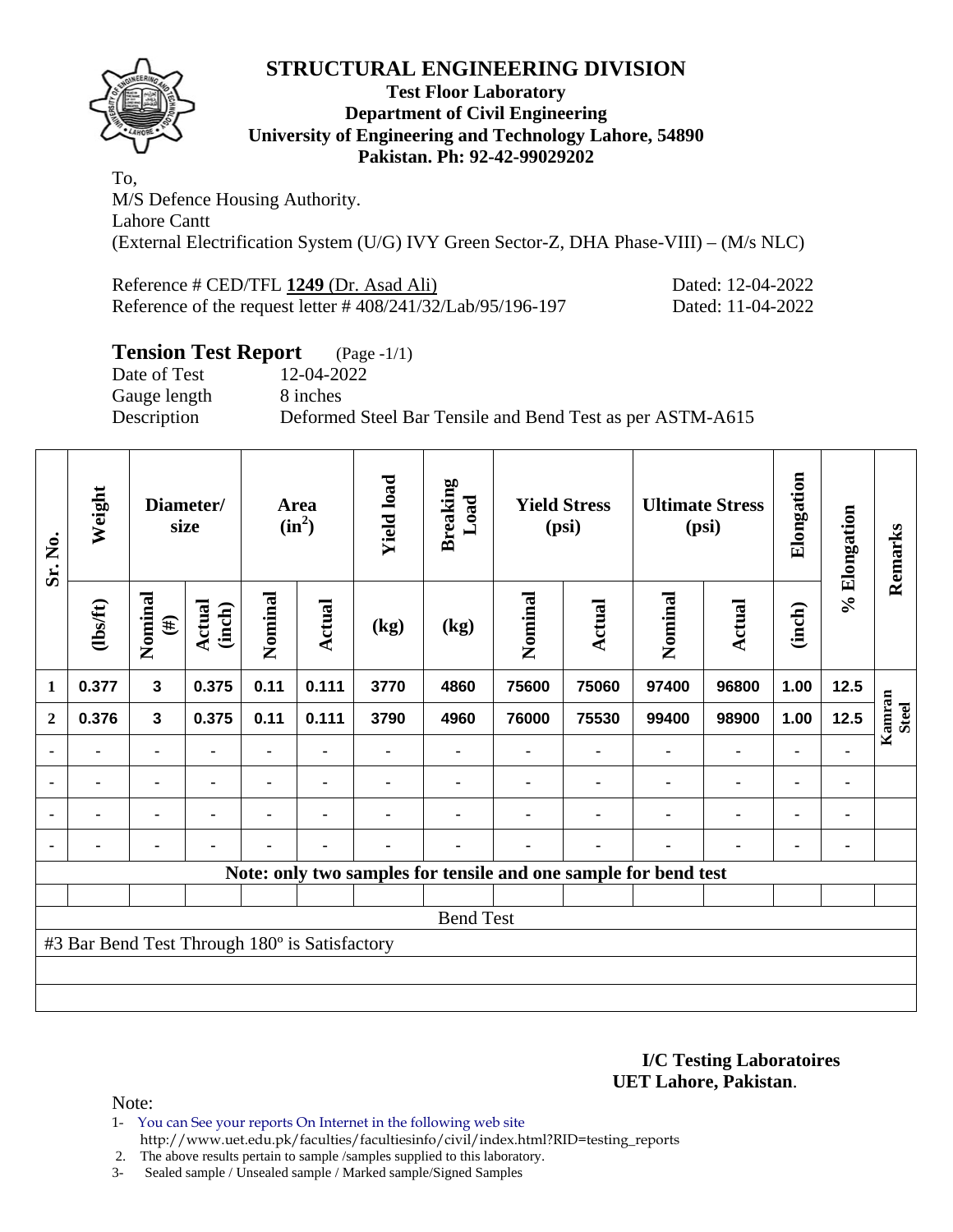# STRUCTURAL ENGINEERING DIVISION

**Test Floor Laboratory**
**Department of Civil Engineering**
**University of Engineering and Technology Lahore, 54890**
**Pakistan. Ph: 92-42-99029202**

To,
M/S Defence Housing Authority.
Lahore Cantt
(External Electrification System (U/G) IVY Green Sector-Z, DHA Phase-VIII) – (M/s NLC)

Reference # CED/TFL **1249** (Dr. Asad Ali) Dated: 12-04-2022
Reference of the request letter # 408/241/32/Lab/95/196-197 Dated: 11-04-2022

## Tension Test Report (Page -1/1)

Date of Test 12-04-2022
Gauge length 8 inches
Description Deformed Steel Bar Tensile and Bend Test as per ASTM-A615

| Sr. No. | Weight | Diameter/ size | | Area ($in^2$) | | Yield load | Breaking Load | Yield Stress (psi) | | Ultimate Stress (psi) | | Elongation | % Elongation | Remarks |
|---|---|---|---|---|---|---|---|---|---|---|---|---|---|---|
| | (lbs/ft) | Nominal (#) | Actual (inch) | Nominal | Actual | (kg) | (kg) | Nominal | Actual | Nominal | Actual | (inch) | | |
| 1 | 0.377 | 3 | 0.375 | 0.11 | 0.111 | 3770 | 4860 | 75600 | 75060 | 97400 | 96800 | 1.00 | 12.5 | Kamran Steel |
| 2 | 0.376 | 3 | 0.375 | 0.11 | 0.111 | 3790 | 4960 | 76000 | 75530 | 99400 | 98900 | 1.00 | 12.5 | |
| - | - | - | - | - | - | - | - | - | - | - | - | - | - | |
| - | - | - | - | - | - | - | - | - | - | - | - | - | - | |
| - | - | - | - | - | - | - | - | - | - | - | - | - | - | |
| - | - | - | - | - | - | - | - | - | - | - | - | - | - | |
| Note: only two samples for tensile and one sample for bend test | | | | | | | | | | | | | | |
| Bend Test | | | | | | | | | | | | | | |
| #3 Bar Bend Test Through 180º is Satisfactory | | | | | | | | | | | | | | |

**I/C Testing Laboratoires**
**UET Lahore, Pakistan**.

Note:
1- You can See your reports On Internet in the following web site
http://www.uet.edu.pk/faculties/facultiesinfo/civil/index.html?RID=testing_reports
2. The above results pertain to sample /samples supplied to this laboratory.
3- Sealed sample / Unsealed sample / Marked sample/Signed Samples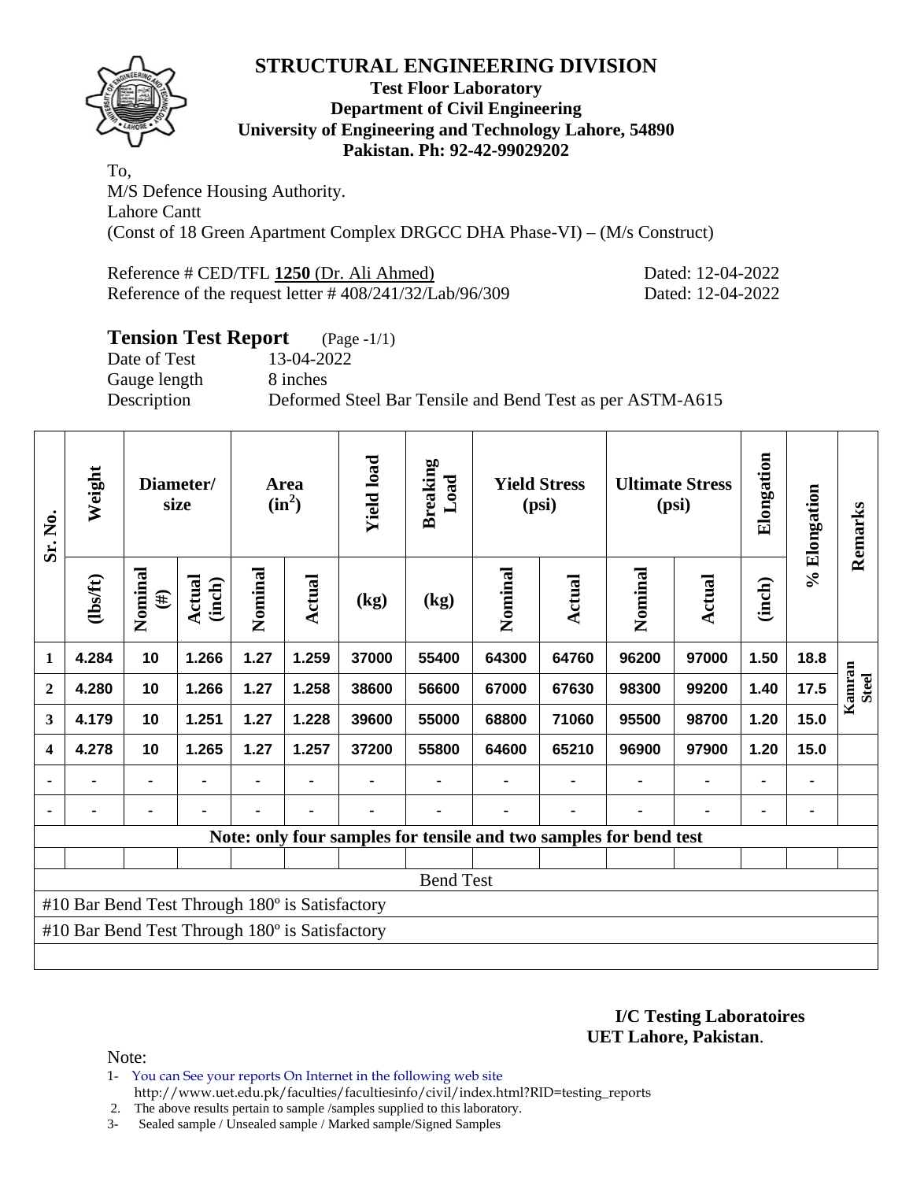# STRUCTURAL ENGINEERING DIVISION

**Test Floor Laboratory**
**Department of Civil Engineering**
**University of Engineering and Technology Lahore, 54890**
**Pakistan. Ph: 92-42-99029202**

To,
M/S Defence Housing Authority.
Lahore Cantt
(Const of 18 Green Apartment Complex DRGCC DHA Phase-VI) – (M/s Construct)

Reference # CED/TFL **1250** (Dr. Ali Ahmed) Dated: 12-04-2022
Reference of the request letter # 408/241/32/Lab/96/309 Dated: 12-04-2022

## Tension Test Report (Page -1/1)

Date of Test 13-04-2022
Gauge length 8 inches
Description Deformed Steel Bar Tensile and Bend Test as per ASTM-A615

| Sr. No. | Weight | Diameter/ size | | Area ($in^2$) | | Yield load | Breaking Load | Yield Stress (psi) | | Ultimate Stress (psi) | | Elongation | % Elongation | Remarks |
|---|---|---|---|---|---|---|---|---|---|---|---|---|---|---|
| | (lbs/ft) | Nominal (#) | Actual (inch) | Nominal | Actual | (kg) | (kg) | Nominal | Actual | Nominal | Actual | (inch) | | |
| 1 | 4.284 | 10 | 1.266 | 1.27 | 1.259 | 37000 | 55400 | 64300 | 64760 | 96200 | 97000 | 1.50 | 18.8 | Kamran Steel |
| 2 | 4.280 | 10 | 1.266 | 1.27 | 1.258 | 38600 | 56600 | 67000 | 67630 | 98300 | 99200 | 1.40 | 17.5 | |
| 3 | 4.179 | 10 | 1.251 | 1.27 | 1.228 | 39600 | 55000 | 68800 | 71060 | 95500 | 98700 | 1.20 | 15.0 | |
| 4 | 4.278 | 10 | 1.265 | 1.27 | 1.257 | 37200 | 55800 | 64600 | 65210 | 96900 | 97900 | 1.20 | 15.0 | |
| - | - | - | - | - | - | - | - | - | - | - | - | - | - | |
| - | - | - | - | - | - | - | - | - | - | - | - | - | - | |

**Note: only four samples for tensile and two samples for bend test**

Bend Test

#10 Bar Bend Test Through 180º is Satisfactory

#10 Bar Bend Test Through 180º is Satisfactory

**I/C Testing Laboratoires**
**UET Lahore, Pakistan**.

Note:

1- You can See your reports On Internet in the following web site
http://www.uet.edu.pk/faculties/facultiesinfo/civil/index.html?RID=testing_reports
2. The above results pertain to sample /samples supplied to this laboratory.
3- Sealed sample / Unsealed sample / Marked sample/Signed Samples